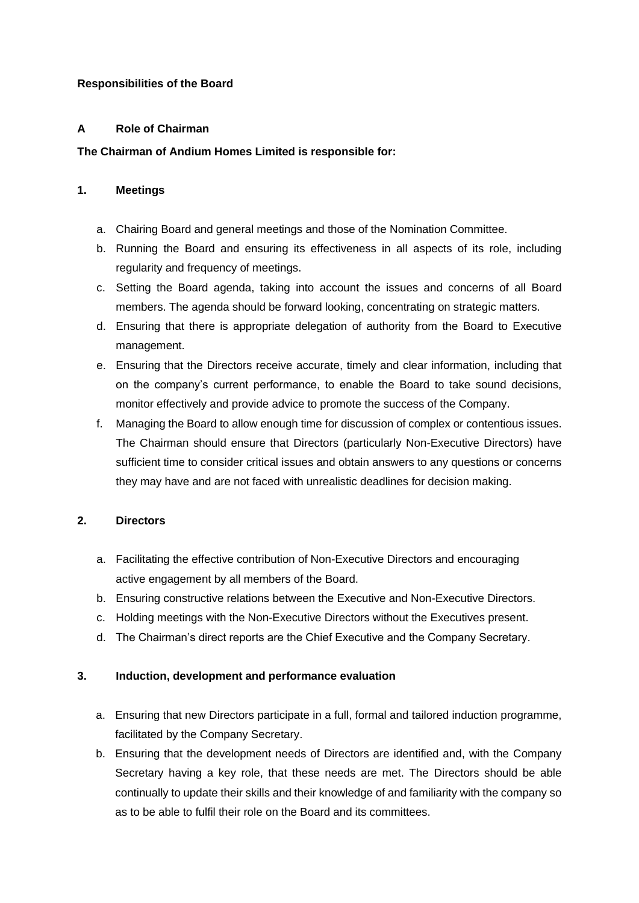**Responsibilities of the Board**

## A Role of Chairman

**The Chairman of Andium Homes Limited is responsible for:**

### 1. Meetings

a. Chairing Board and general meetings and those of the Nomination Committee.
b. Running the Board and ensuring its effectiveness in all aspects of its role, including regularity and frequency of meetings.
c. Setting the Board agenda, taking into account the issues and concerns of all Board members. The agenda should be forward looking, concentrating on strategic matters.
d. Ensuring that there is appropriate delegation of authority from the Board to Executive management.
e. Ensuring that the Directors receive accurate, timely and clear information, including that on the company's current performance, to enable the Board to take sound decisions, monitor effectively and provide advice to promote the success of the Company.
f. Managing the Board to allow enough time for discussion of complex or contentious issues. The Chairman should ensure that Directors (particularly Non-Executive Directors) have sufficient time to consider critical issues and obtain answers to any questions or concerns they may have and are not faced with unrealistic deadlines for decision making.

### 2. Directors

a. Facilitating the effective contribution of Non-Executive Directors and encouraging active engagement by all members of the Board.
b. Ensuring constructive relations between the Executive and Non-Executive Directors.
c. Holding meetings with the Non-Executive Directors without the Executives present.
d. The Chairman's direct reports are the Chief Executive and the Company Secretary.

### 3. Induction, development and performance evaluation

a. Ensuring that new Directors participate in a full, formal and tailored induction programme, facilitated by the Company Secretary.
b. Ensuring that the development needs of Directors are identified and, with the Company Secretary having a key role, that these needs are met. The Directors should be able continually to update their skills and their knowledge of and familiarity with the company so as to be able to fulfil their role on the Board and its committees.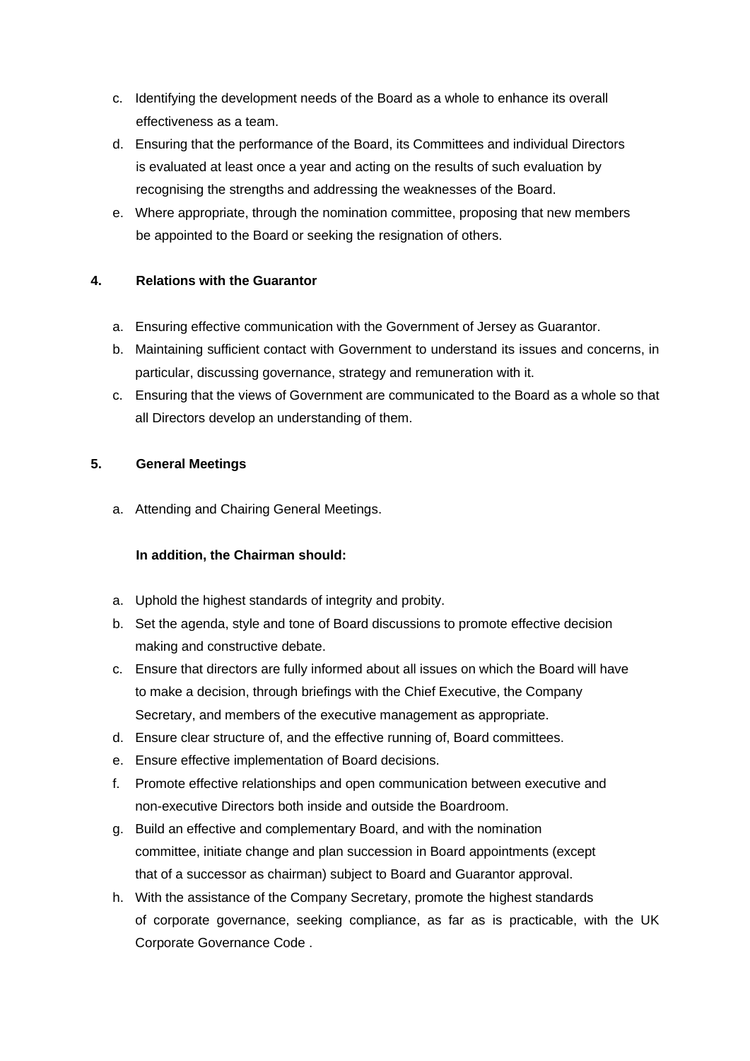c. Identifying the development needs of the Board as a whole to enhance its overall effectiveness as a team.
d. Ensuring that the performance of the Board, its Committees and individual Directors is evaluated at least once a year and acting on the results of such evaluation by recognising the strengths and addressing the weaknesses of the Board.
e. Where appropriate, through the nomination committee, proposing that new members be appointed to the Board or seeking the resignation of others.

**4. Relations with the Guarantor**

a. Ensuring effective communication with the Government of Jersey as Guarantor.
b. Maintaining sufficient contact with Government to understand its issues and concerns, in particular, discussing governance, strategy and remuneration with it.
c. Ensuring that the views of Government are communicated to the Board as a whole so that all Directors develop an understanding of them.

**5. General Meetings**

a. Attending and Chairing General Meetings.

**In addition, the Chairman should:**

a. Uphold the highest standards of integrity and probity.
b. Set the agenda, style and tone of Board discussions to promote effective decision making and constructive debate.
c. Ensure that directors are fully informed about all issues on which the Board will have to make a decision, through briefings with the Chief Executive, the Company Secretary, and members of the executive management as appropriate.
d. Ensure clear structure of, and the effective running of, Board committees.
e. Ensure effective implementation of Board decisions.
f. Promote effective relationships and open communication between executive and non-executive Directors both inside and outside the Boardroom.
g. Build an effective and complementary Board, and with the nomination committee, initiate change and plan succession in Board appointments (except that of a successor as chairman) subject to Board and Guarantor approval.
h. With the assistance of the Company Secretary, promote the highest standards of corporate governance, seeking compliance, as far as is practicable, with the UK Corporate Governance Code .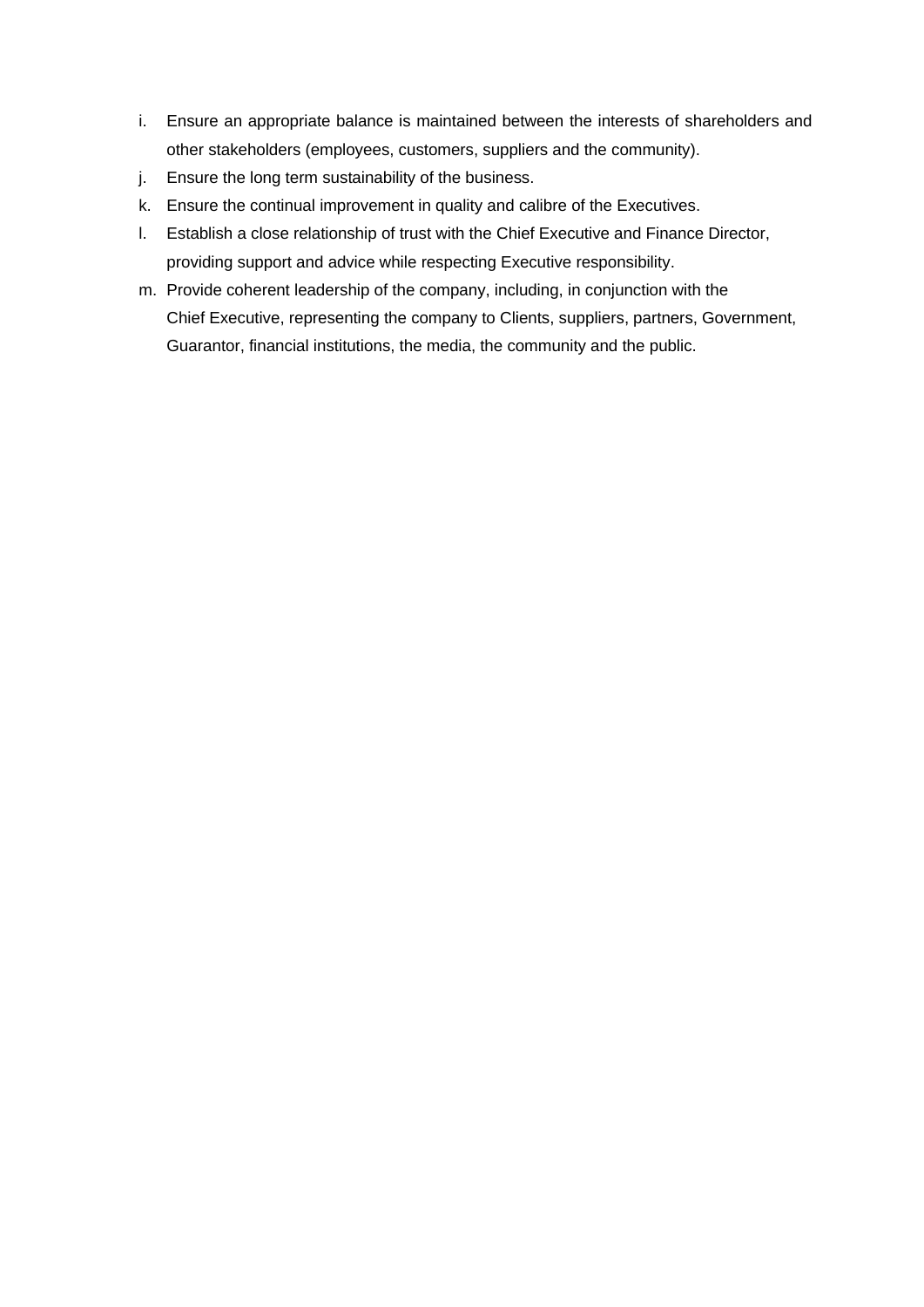i. Ensure an appropriate balance is maintained between the interests of shareholders and other stakeholders (employees, customers, suppliers and the community).
j. Ensure the long term sustainability of the business.
k. Ensure the continual improvement in quality and calibre of the Executives.
l. Establish a close relationship of trust with the Chief Executive and Finance Director, providing support and advice while respecting Executive responsibility.
m. Provide coherent leadership of the company, including, in conjunction with the Chief Executive, representing the company to Clients, suppliers, partners, Government, Guarantor, financial institutions, the media, the community and the public.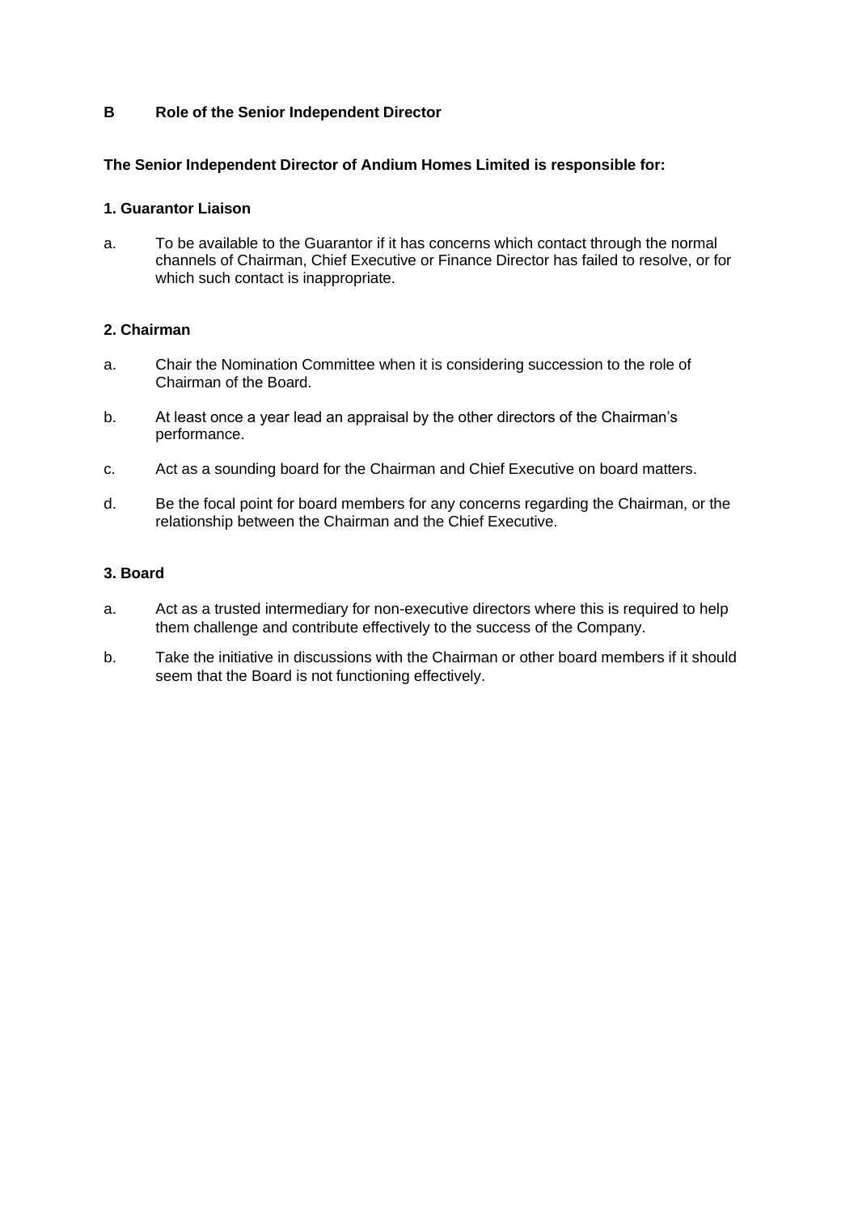## B Role of the Senior Independent Director

**The Senior Independent Director of Andium Homes Limited is responsible for:**

### 1. Guarantor Liaison

a. To be available to the Guarantor if it has concerns which contact through the normal channels of Chairman, Chief Executive or Finance Director has failed to resolve, or for which such contact is inappropriate.

### 2. Chairman

a. Chair the Nomination Committee when it is considering succession to the role of Chairman of the Board.

b. At least once a year lead an appraisal by the other directors of the Chairman's performance.

c. Act as a sounding board for the Chairman and Chief Executive on board matters.

d. Be the focal point for board members for any concerns regarding the Chairman, or the relationship between the Chairman and the Chief Executive.

### 3. Board

a. Act as a trusted intermediary for non-executive directors where this is required to help them challenge and contribute effectively to the success of the Company.

b. Take the initiative in discussions with the Chairman or other board members if it should seem that the Board is not functioning effectively.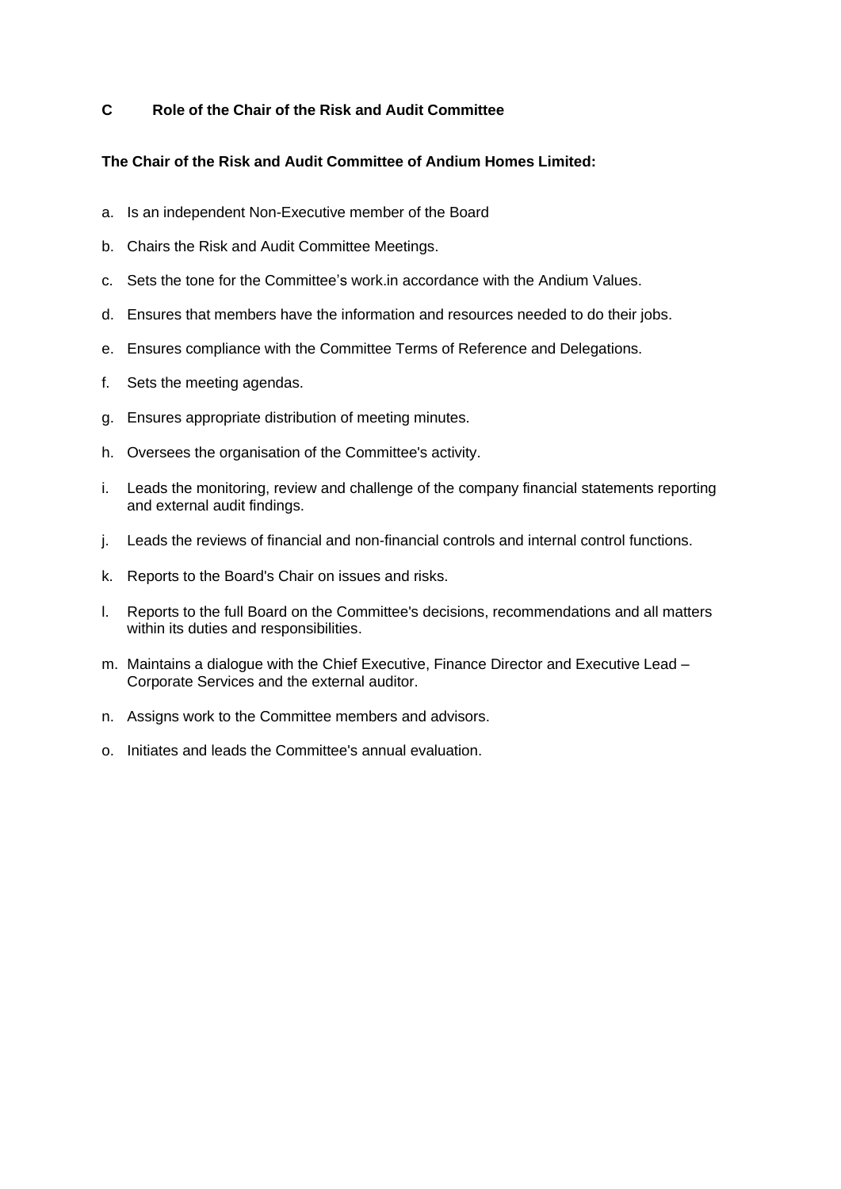## C Role of the Chair of the Risk and Audit Committee

**The Chair of the Risk and Audit Committee of Andium Homes Limited:**

a. Is an independent Non-Executive member of the Board

b. Chairs the Risk and Audit Committee Meetings.

c. Sets the tone for the Committee's work.in accordance with the Andium Values.

d. Ensures that members have the information and resources needed to do their jobs.

e. Ensures compliance with the Committee Terms of Reference and Delegations.

f. Sets the meeting agendas.

g. Ensures appropriate distribution of meeting minutes.

h. Oversees the organisation of the Committee's activity.

i. Leads the monitoring, review and challenge of the company financial statements reporting and external audit findings.

j. Leads the reviews of financial and non-financial controls and internal control functions.

k. Reports to the Board's Chair on issues and risks.

l. Reports to the full Board on the Committee's decisions, recommendations and all matters within its duties and responsibilities.

m. Maintains a dialogue with the Chief Executive, Finance Director and Executive Lead – Corporate Services and the external auditor.

n. Assigns work to the Committee members and advisors.

o. Initiates and leads the Committee's annual evaluation.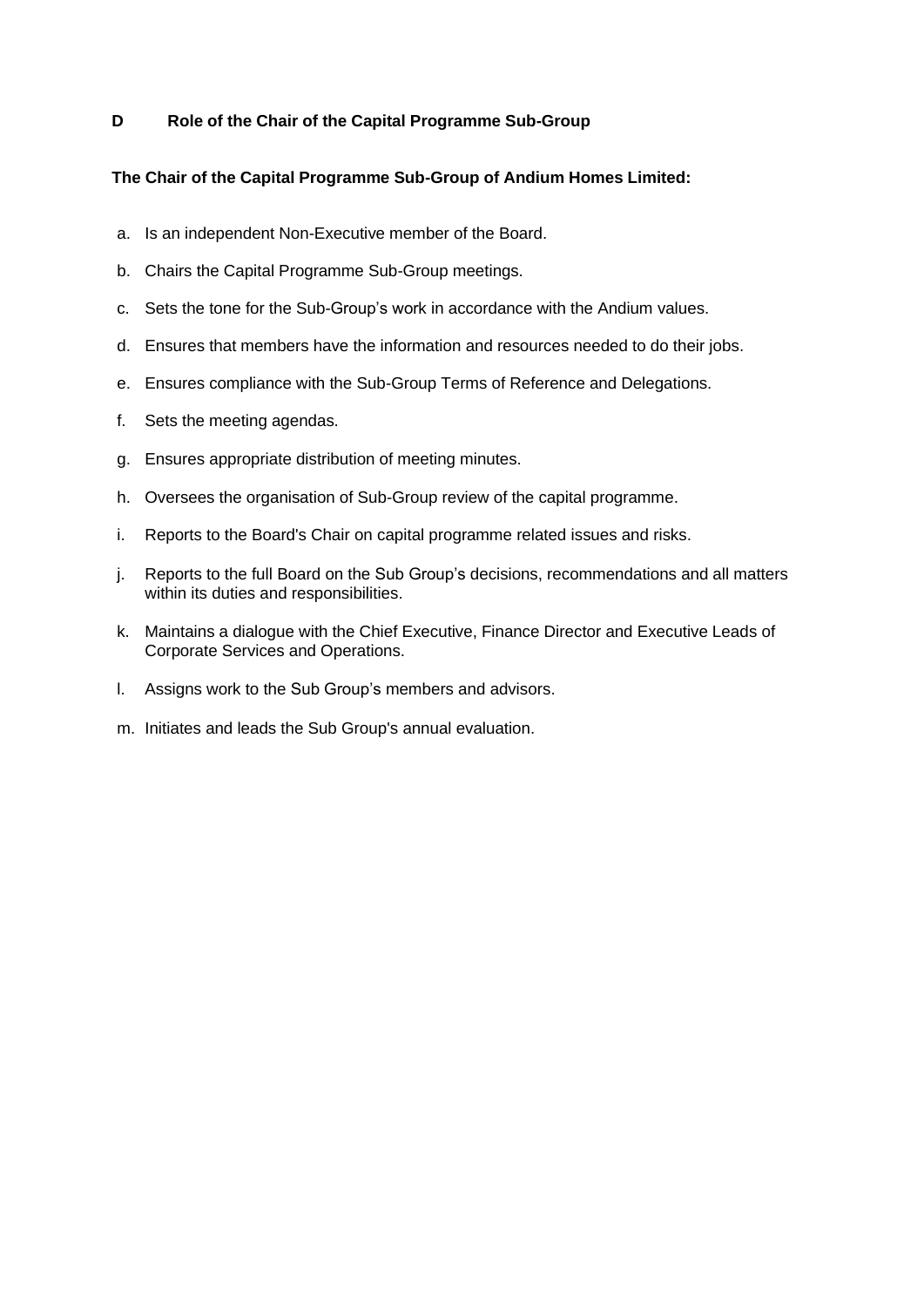## D Role of the Chair of the Capital Programme Sub-Group

**The Chair of the Capital Programme Sub-Group of Andium Homes Limited:**

a. Is an independent Non-Executive member of the Board.

b. Chairs the Capital Programme Sub-Group meetings.

c. Sets the tone for the Sub-Group's work in accordance with the Andium values.

d. Ensures that members have the information and resources needed to do their jobs.

e. Ensures compliance with the Sub-Group Terms of Reference and Delegations.

f. Sets the meeting agendas.

g. Ensures appropriate distribution of meeting minutes.

h. Oversees the organisation of Sub-Group review of the capital programme.

i. Reports to the Board's Chair on capital programme related issues and risks.

j. Reports to the full Board on the Sub Group's decisions, recommendations and all matters within its duties and responsibilities.

k. Maintains a dialogue with the Chief Executive, Finance Director and Executive Leads of Corporate Services and Operations.

l. Assigns work to the Sub Group's members and advisors.

m. Initiates and leads the Sub Group's annual evaluation.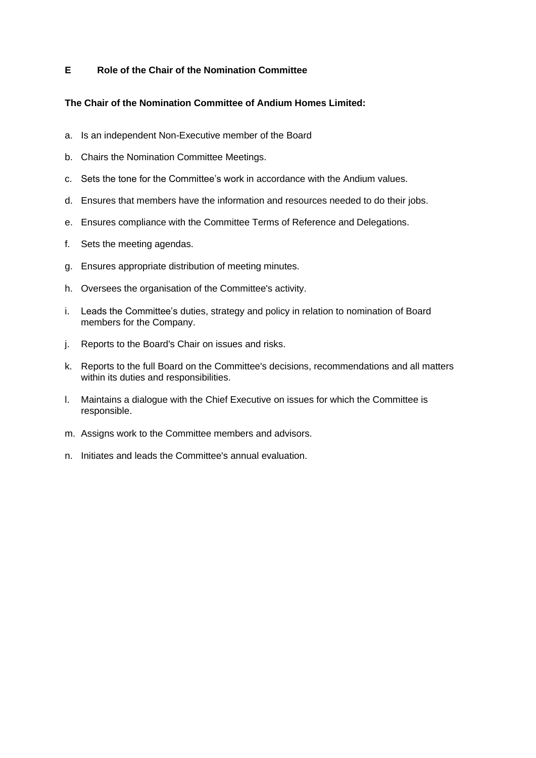## E Role of the Chair of the Nomination Committee

**The Chair of the Nomination Committee of Andium Homes Limited:**

a. Is an independent Non-Executive member of the Board

b. Chairs the Nomination Committee Meetings.

c. Sets the tone for the Committee's work in accordance with the Andium values.

d. Ensures that members have the information and resources needed to do their jobs.

e. Ensures compliance with the Committee Terms of Reference and Delegations.

f. Sets the meeting agendas.

g. Ensures appropriate distribution of meeting minutes.

h. Oversees the organisation of the Committee's activity.

i. Leads the Committee's duties, strategy and policy in relation to nomination of Board members for the Company.

j. Reports to the Board's Chair on issues and risks.

k. Reports to the full Board on the Committee's decisions, recommendations and all matters within its duties and responsibilities.

l. Maintains a dialogue with the Chief Executive on issues for which the Committee is responsible.

m. Assigns work to the Committee members and advisors.

n. Initiates and leads the Committee's annual evaluation.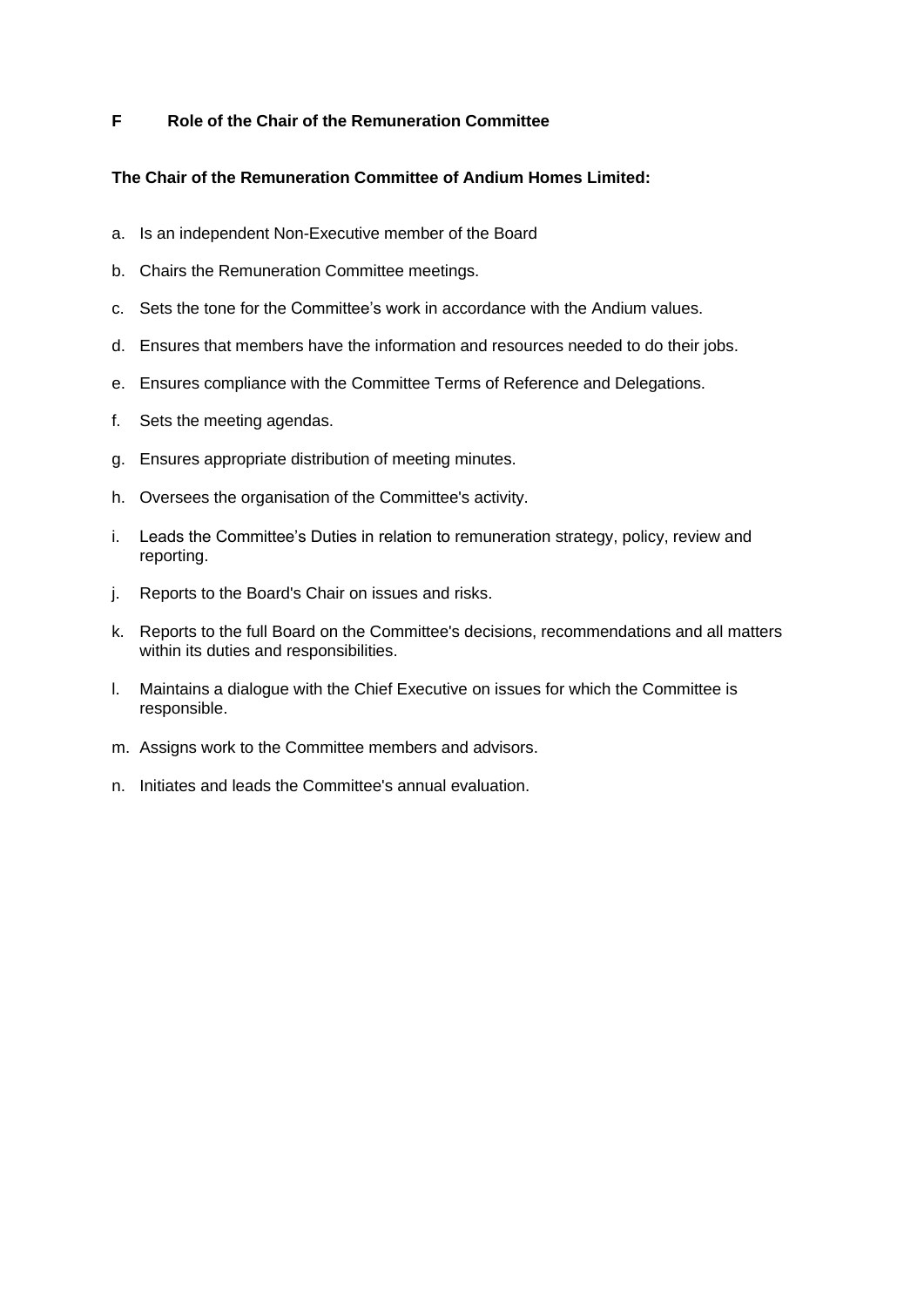## F Role of the Chair of the Remuneration Committee

**The Chair of the Remuneration Committee of Andium Homes Limited:**

a. Is an independent Non-Executive member of the Board

b. Chairs the Remuneration Committee meetings.

c. Sets the tone for the Committee's work in accordance with the Andium values.

d. Ensures that members have the information and resources needed to do their jobs.

e. Ensures compliance with the Committee Terms of Reference and Delegations.

f. Sets the meeting agendas.

g. Ensures appropriate distribution of meeting minutes.

h. Oversees the organisation of the Committee's activity.

i. Leads the Committee's Duties in relation to remuneration strategy, policy, review and reporting.

j. Reports to the Board's Chair on issues and risks.

k. Reports to the full Board on the Committee's decisions, recommendations and all matters within its duties and responsibilities.

l. Maintains a dialogue with the Chief Executive on issues for which the Committee is responsible.

m. Assigns work to the Committee members and advisors.

n. Initiates and leads the Committee's annual evaluation.